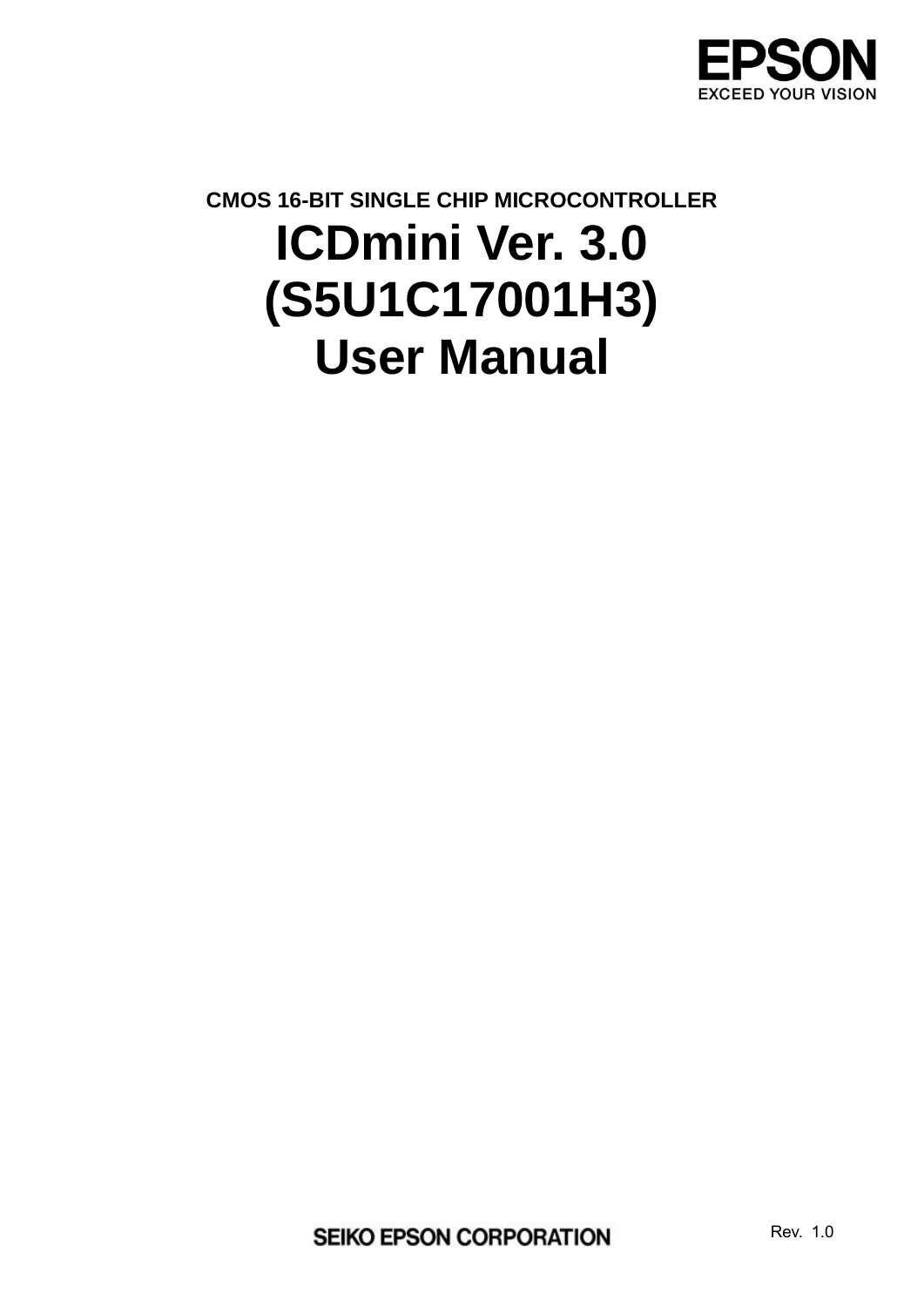EPSON

EXCEED YOUR VISION

CMOS 16-BIT SINGLE CHIP MICROCONTROLLER

# ICDmini Ver. 3.0
# (S5U1C17001H3)
# User Manual

SEIKO EPSON CORPORATION

Rev. 1.0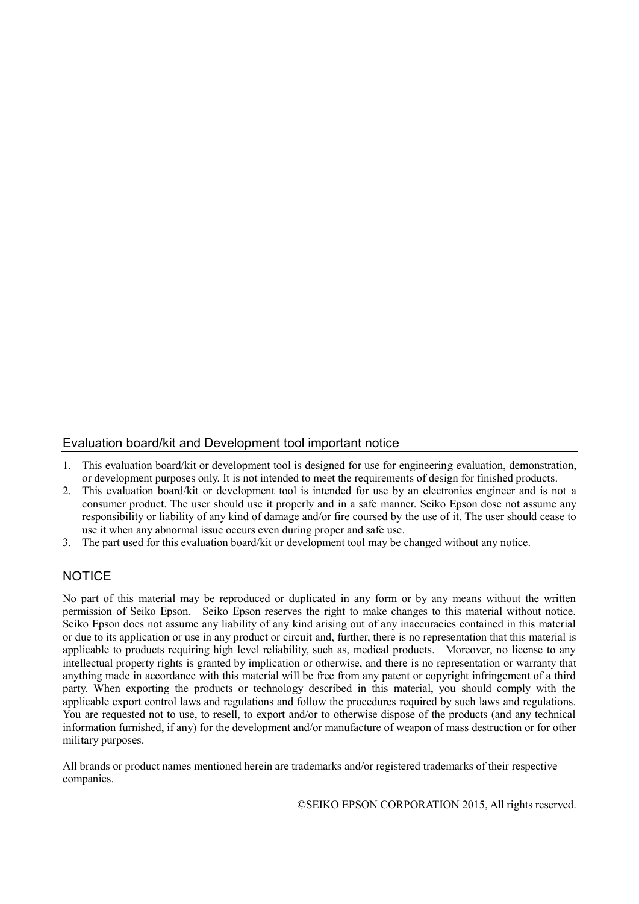## Evaluation board/kit and Development tool important notice

1. This evaluation board/kit or development tool is designed for use for engineering evaluation, demonstration, or development purposes only. It is not intended to meet the requirements of design for finished products.
2. This evaluation board/kit or development tool is intended for use by an electronics engineer and is not a consumer product. The user should use it properly and in a safe manner. Seiko Epson dose not assume any responsibility or liability of any kind of damage and/or fire coursed by the use of it. The user should cease to use it when any abnormal issue occurs even during proper and safe use.
3. The part used for this evaluation board/kit or development tool may be changed without any notice.

## NOTICE

No part of this material may be reproduced or duplicated in any form or by any means without the written permission of Seiko Epson. Seiko Epson reserves the right to make changes to this material without notice. Seiko Epson does not assume any liability of any kind arising out of any inaccuracies contained in this material or due to its application or use in any product or circuit and, further, there is no representation that this material is applicable to products requiring high level reliability, such as, medical products. Moreover, no license to any intellectual property rights is granted by implication or otherwise, and there is no representation or warranty that anything made in accordance with this material will be free from any patent or copyright infringement of a third party. When exporting the products or technology described in this material, you should comply with the applicable export control laws and regulations and follow the procedures required by such laws and regulations. You are requested not to use, to resell, to export and/or to otherwise dispose of the products (and any technical information furnished, if any) for the development and/or manufacture of weapon of mass destruction or for other military purposes.

All brands or product names mentioned herein are trademarks and/or registered trademarks of their respective companies.

©SEIKO EPSON CORPORATION 2015, All rights reserved.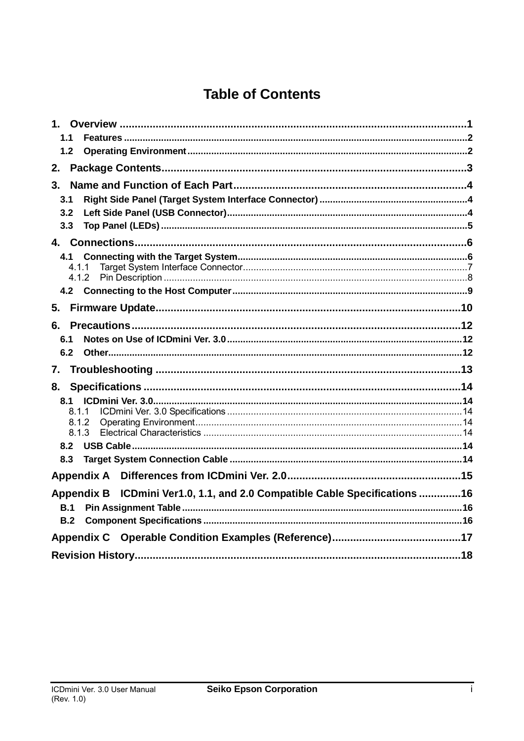# Table of Contents

1. Overview ........................................................................................................1
   - 1.1 Features ........................................................................................................2
   - 1.2 Operating Environment ........................................................................................................2
2. Package Contents........................................................................................................3
3. Name and Function of Each Part........................................................................................................4
   - 3.1 Right Side Panel (Target System Interface Connector) ........................................................................................................4
   - 3.2 Left Side Panel (USB Connector)........................................................................................................4
   - 3.3 Top Panel (LEDs) ........................................................................................................5
4. Connections........................................................................................................6
   - 4.1 Connecting with the Target System........................................................................................................6
     - 4.1.1 Target System Interface Connector........................................................................................................7
     - 4.1.2 Pin Description ........................................................................................................8
   - 4.2 Connecting to the Host Computer........................................................................................................9
5. Firmware Update........................................................................................................10
6. Precautions........................................................................................................12
   - 6.1 Notes on Use of ICDmini Ver. 3.0........................................................................................................12
   - 6.2 Other........................................................................................................12
7. Troubleshooting ........................................................................................................13
8. Specifications ........................................................................................................14
   - 8.1 ICDmini Ver. 3.0........................................................................................................14
     - 8.1.1 ICDmini Ver. 3.0 Specifications ........................................................................................................14
     - 8.1.2 Operating Environment........................................................................................................14
     - 8.1.3 Electrical Characteristics ........................................................................................................14
   - 8.2 USB Cable........................................................................................................14
   - 8.3 Target System Connection Cable ........................................................................................................14

Appendix A Differences from ICDmini Ver. 2.0........................................................................................................15

Appendix B ICDmini Ver1.0, 1.1, and 2.0 Compatible Cable Specifications ..............16
   - B.1 Pin Assignment Table........................................................................................................16
   - B.2 Component Specifications ........................................................................................................16

Appendix C Operable Condition Examples (Reference)........................................................................................................17

Revision History........................................................................................................18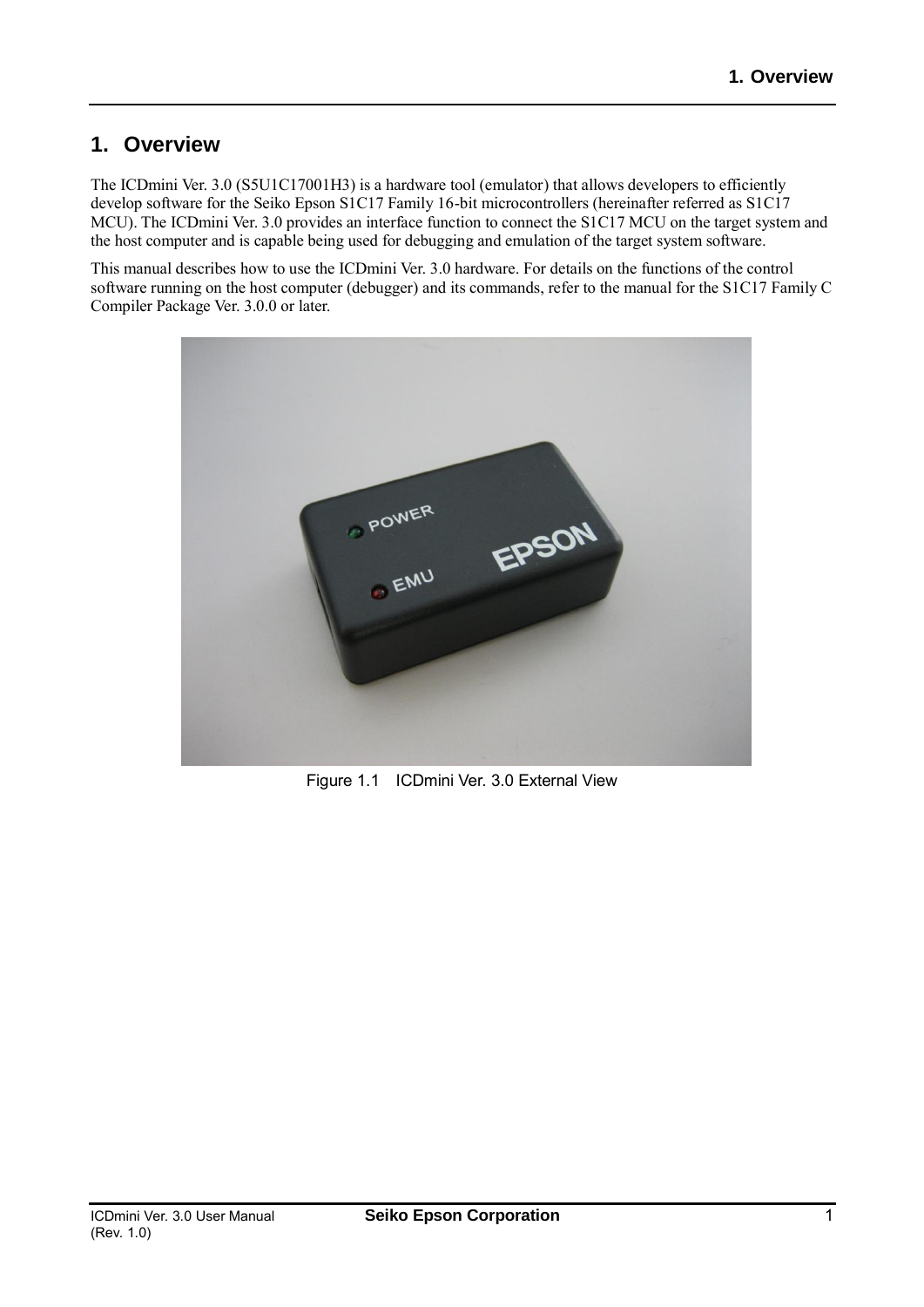# 1. Overview

The ICDmini Ver. 3.0 (S5U1C17001H3) is a hardware tool (emulator) that allows developers to efficiently develop software for the Seiko Epson S1C17 Family 16-bit microcontrollers (hereinafter referred as S1C17 MCU). The ICDmini Ver. 3.0 provides an interface function to connect the S1C17 MCU on the target system and the host computer and is capable being used for debugging and emulation of the target system software.

This manual describes how to use the ICDmini Ver. 3.0 hardware. For details on the functions of the control software running on the host computer (debugger) and its commands, refer to the manual for the S1C17 Family C Compiler Package Ver. 3.0.0 or later.

Figure 1.1 ICDmini Ver. 3.0 External View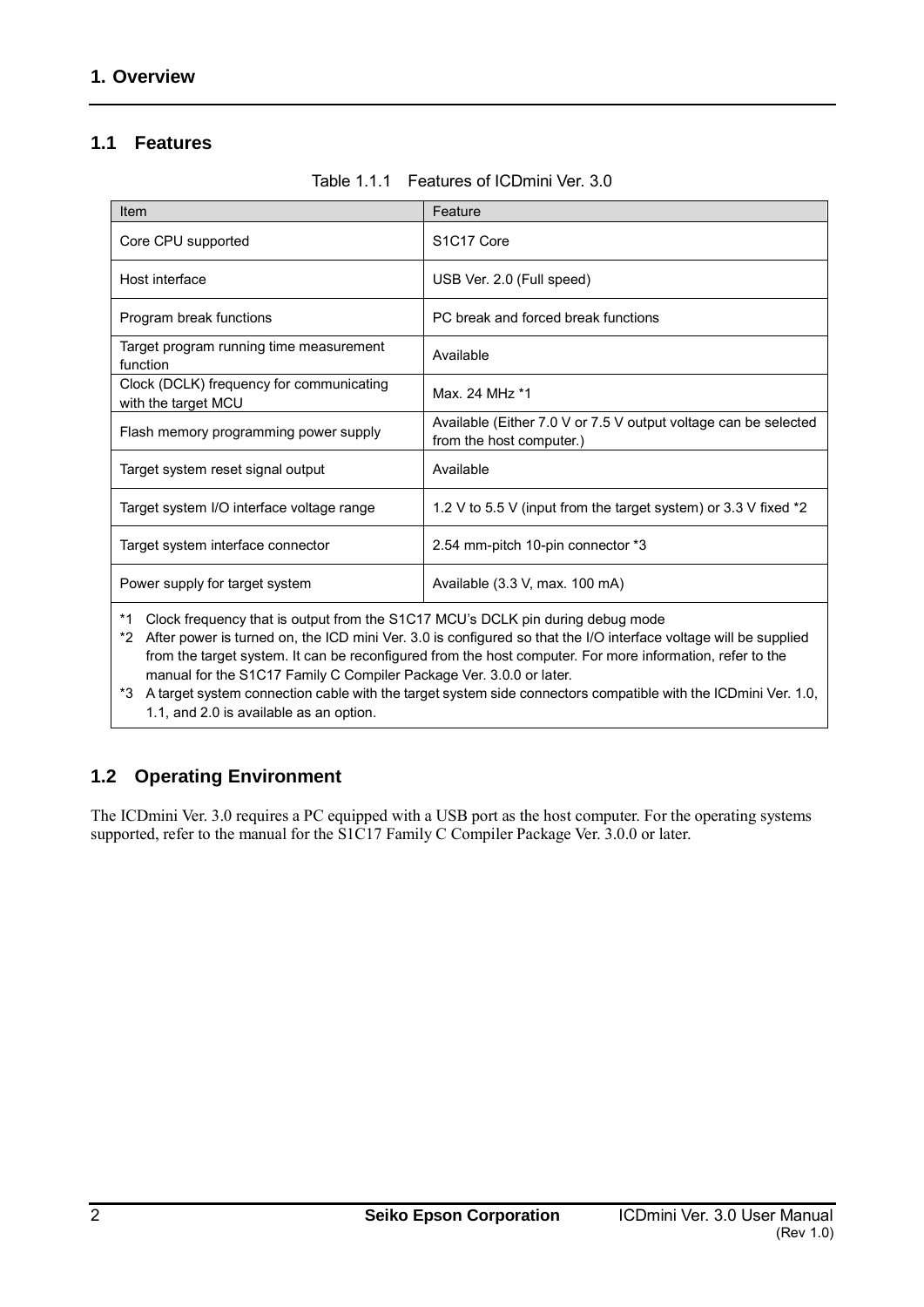# 1. Overview

## 1.1 Features

Table 1.1.1 Features of ICDmini Ver. 3.0

| Item | Feature |
|---|---|
| Core CPU supported | S1C17 Core |
| Host interface | USB Ver. 2.0 (Full speed) |
| Program break functions | PC break and forced break functions |
| Target program running time measurement function | Available |
| Clock (DCLK) frequency for communicating with the target MCU | Max. 24 MHz *1 |
| Flash memory programming power supply | Available (Either 7.0 V or 7.5 V output voltage can be selected from the host computer.) |
| Target system reset signal output | Available |
| Target system I/O interface voltage range | 1.2 V to 5.5 V (input from the target system) or 3.3 V fixed *2 |
| Target system interface connector | 2.54 mm-pitch 10-pin connector *3 |
| Power supply for target system | Available (3.3 V, max. 100 mA) |

*1 Clock frequency that is output from the S1C17 MCU's DCLK pin during debug mode

*2 After power is turned on, the ICD mini Ver. 3.0 is configured so that the I/O interface voltage will be supplied from the target system. It can be reconfigured from the host computer. For more information, refer to the manual for the S1C17 Family C Compiler Package Ver. 3.0.0 or later.

*3 A target system connection cable with the target system side connectors compatible with the ICDmini Ver. 1.0, 1.1, and 2.0 is available as an option.

## 1.2 Operating Environment

The ICDmini Ver. 3.0 requires a PC equipped with a USB port as the host computer. For the operating systems supported, refer to the manual for the S1C17 Family C Compiler Package Ver. 3.0.0 or later.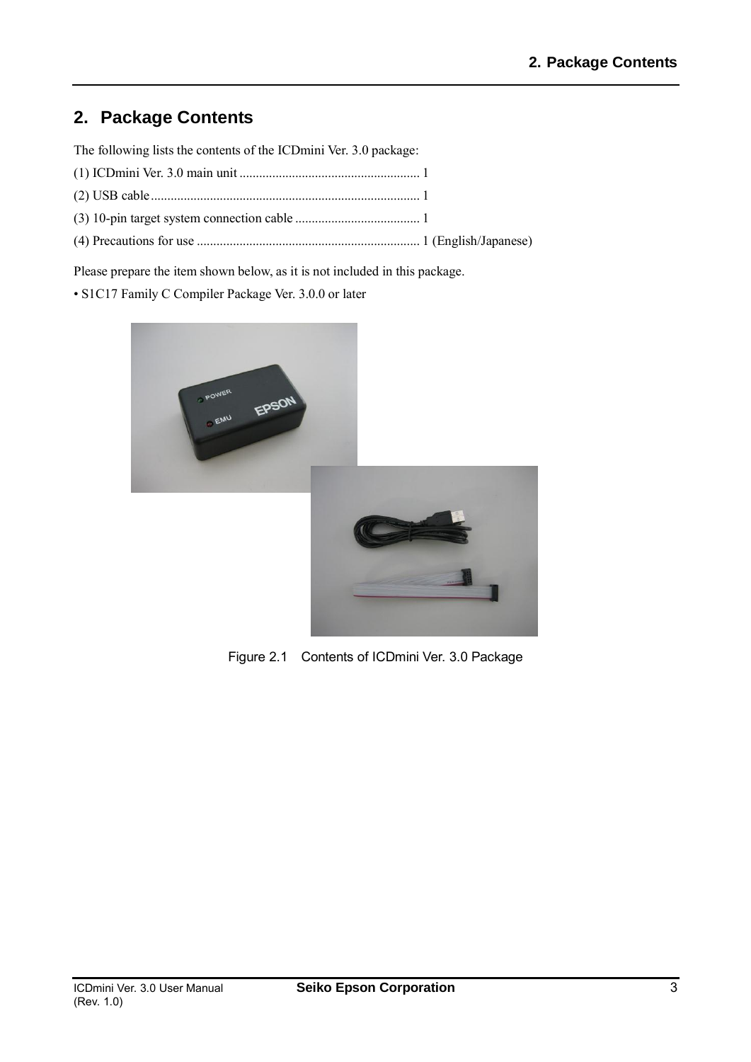## 2. Package Contents

The following lists the contents of the ICDmini Ver. 3.0 package:

(1) ICDmini Ver. 3.0 main unit ....................................................... 1

(2) USB cable ................................................................................. 1

(3) 10-pin target system connection cable ...................................... 1

(4) Precautions for use ................................................................... 1 (English/Japanese)

Please prepare the item shown below, as it is not included in this package.

• S1C17 Family C Compiler Package Ver. 3.0.0 or later

Figure 2.1 Contents of ICDmini Ver. 3.0 Package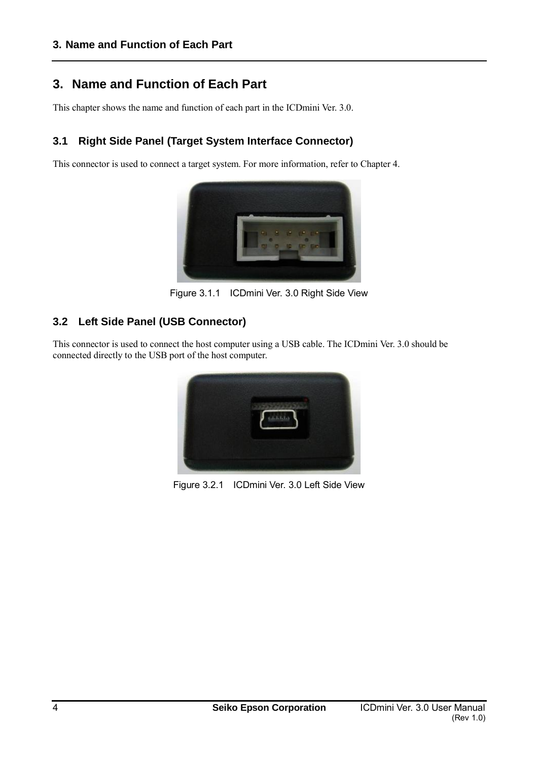# 3. Name and Function of Each Part

This chapter shows the name and function of each part in the ICDmini Ver. 3.0.

## 3.1 Right Side Panel (Target System Interface Connector)

This connector is used to connect a target system. For more information, refer to Chapter 4.

Figure 3.1.1 ICDmini Ver. 3.0 Right Side View

## 3.2 Left Side Panel (USB Connector)

This connector is used to connect the host computer using a USB cable. The ICDmini Ver. 3.0 should be connected directly to the USB port of the host computer.

Figure 3.2.1 ICDmini Ver. 3.0 Left Side View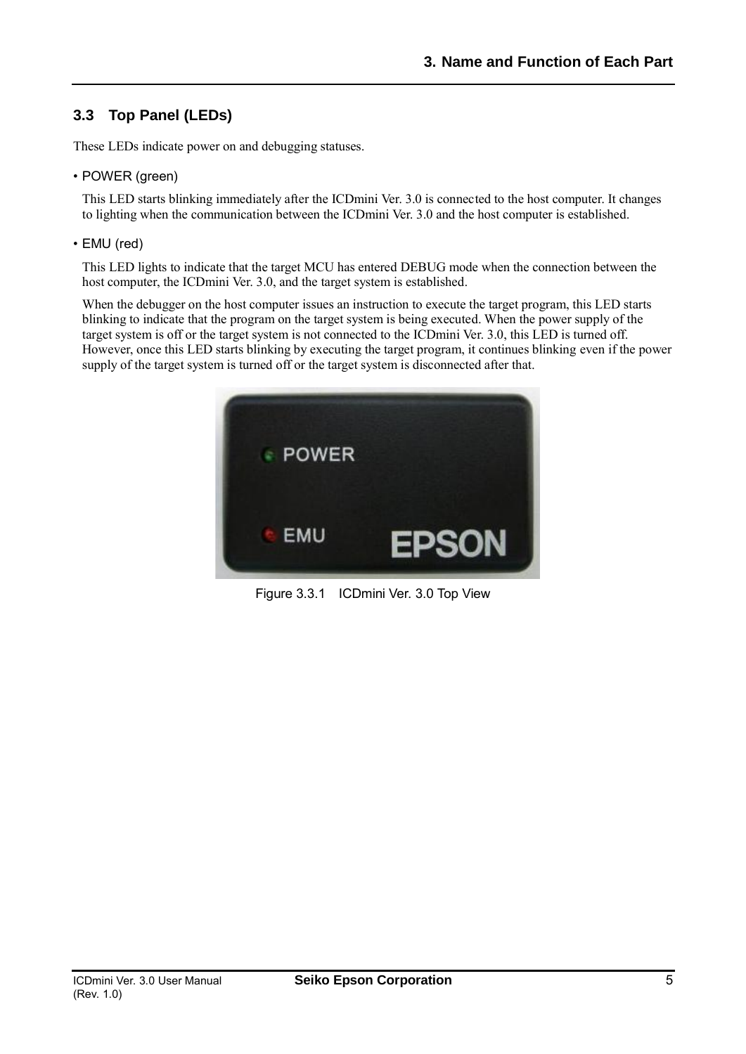## 3.3 Top Panel (LEDs)

These LEDs indicate power on and debugging statuses.

- POWER (green)

  This LED starts blinking immediately after the ICDmini Ver. 3.0 is connected to the host computer. It changes to lighting when the communication between the ICDmini Ver. 3.0 and the host computer is established.

- EMU (red)

  This LED lights to indicate that the target MCU has entered DEBUG mode when the connection between the host computer, the ICDmini Ver. 3.0, and the target system is established.

  When the debugger on the host computer issues an instruction to execute the target program, this LED starts blinking to indicate that the program on the target system is being executed. When the power supply of the target system is off or the target system is not connected to the ICDmini Ver. 3.0, this LED is turned off. However, once this LED starts blinking by executing the target program, it continues blinking even if the power supply of the target system is turned off or the target system is disconnected after that.

Figure 3.3.1 ICDmini Ver. 3.0 Top View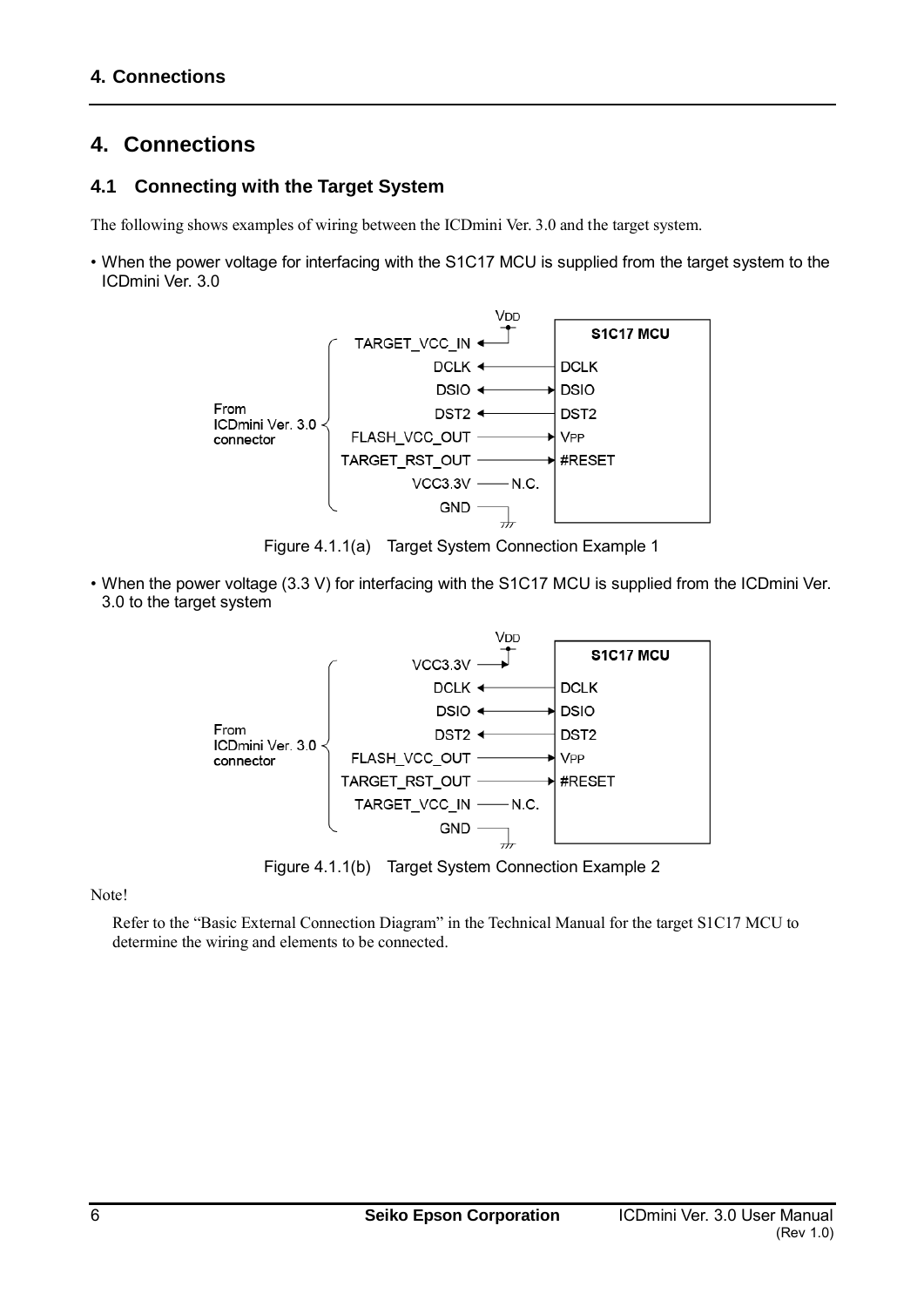# 4. Connections

## 4.1 Connecting with the Target System

The following shows examples of wiring between the ICDmini Ver. 3.0 and the target system.

- When the power voltage for interfacing with the S1C17 MCU is supplied from the target system to the ICDmini Ver. 3.0

Figure 4.1.1(a) Target System Connection Example 1

- When the power voltage (3.3 V) for interfacing with the S1C17 MCU is supplied from the ICDmini Ver. 3.0 to the target system

Figure 4.1.1(b) Target System Connection Example 2

Note!

Refer to the "Basic External Connection Diagram" in the Technical Manual for the target S1C17 MCU to determine the wiring and elements to be connected.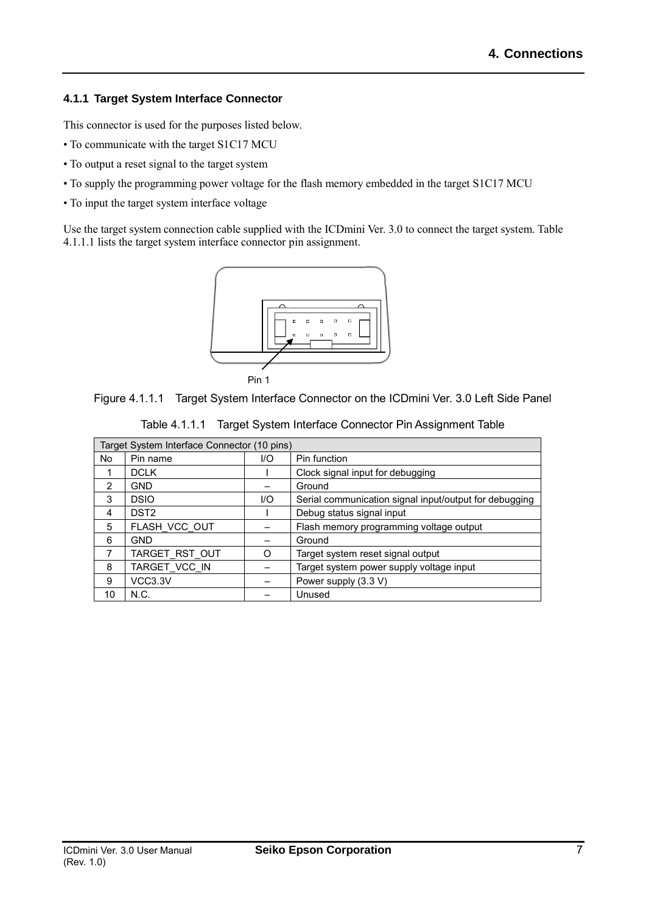### 4.1.1 Target System Interface Connector

This connector is used for the purposes listed below.

- To communicate with the target S1C17 MCU
- To output a reset signal to the target system
- To supply the programming power voltage for the flash memory embedded in the target S1C17 MCU
- To input the target system interface voltage

Use the target system connection cable supplied with the ICDmini Ver. 3.0 to connect the target system. Table 4.1.1.1 lists the target system interface connector pin assignment.

Pin 1

Figure 4.1.1.1 Target System Interface Connector on the ICDmini Ver. 3.0 Left Side Panel

Table 4.1.1.1 Target System Interface Connector Pin Assignment Table

| Target System Interface Connector (10 pins) | | | |
|---|---|---|---|
| No | Pin name | I/O | Pin function |
| 1 | DCLK | I | Clock signal input for debugging |
| 2 | GND | – | Ground |
| 3 | DSIO | I/O | Serial communication signal input/output for debugging |
| 4 | DST2 | I | Debug status signal input |
| 5 | FLASH_VCC_OUT | – | Flash memory programming voltage output |
| 6 | GND | – | Ground |
| 7 | TARGET_RST_OUT | O | Target system reset signal output |
| 8 | TARGET_VCC_IN | – | Target system power supply voltage input |
| 9 | VCC3.3V | – | Power supply (3.3 V) |
| 10 | N.C. | – | Unused |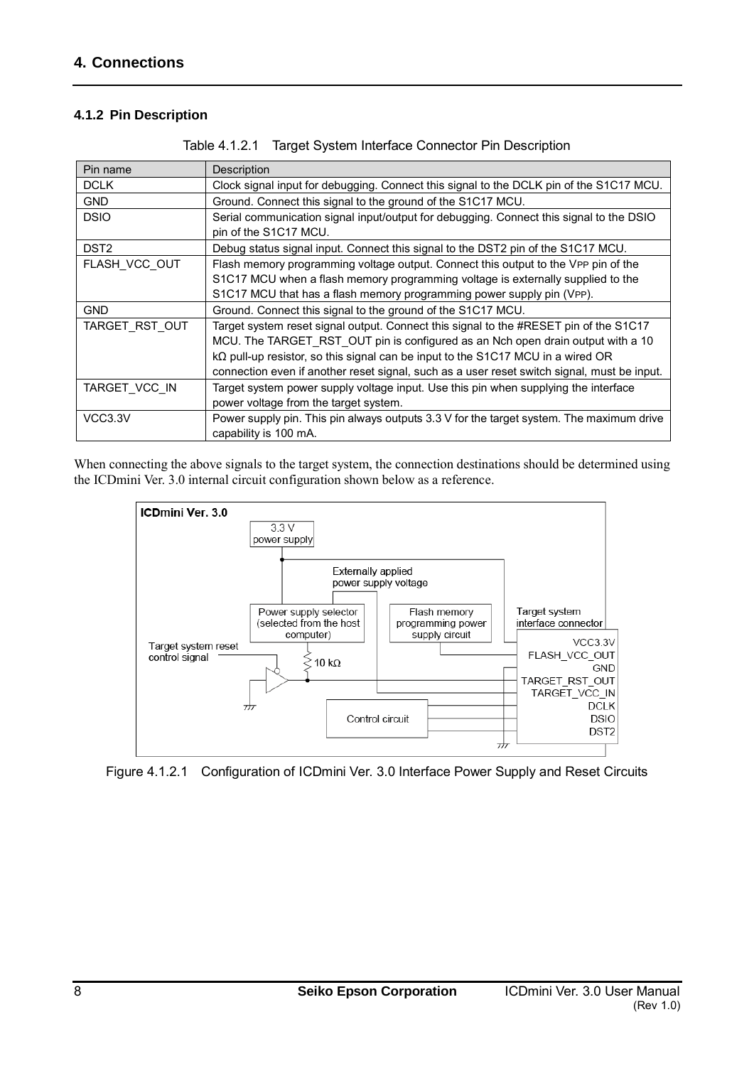## 4. Connections

### 4.1.2 Pin Description

Table 4.1.2.1 Target System Interface Connector Pin Description

| Pin name | Description |
| --- | --- |
| DCLK | Clock signal input for debugging. Connect this signal to the DCLK pin of the S1C17 MCU. |
| GND | Ground. Connect this signal to the ground of the S1C17 MCU. |
| DSIO | Serial communication signal input/output for debugging. Connect this signal to the DSIO pin of the S1C17 MCU. |
| DST2 | Debug status signal input. Connect this signal to the DST2 pin of the S1C17 MCU. |
| FLASH_VCC_OUT | Flash memory programming voltage output. Connect this output to the $V_{PP}$ pin of the S1C17 MCU when a flash memory programming voltage is externally supplied to the S1C17 MCU that has a flash memory programming power supply pin ($V_{PP}$). |
| GND | Ground. Connect this signal to the ground of the S1C17 MCU. |
| TARGET_RST_OUT | Target system reset signal output. Connect this signal to the #RESET pin of the S1C17 MCU. The TARGET_RST_OUT pin is configured as an Nch open drain output with a 10 kΩ pull-up resistor, so this signal can be input to the S1C17 MCU in a wired OR connection even if another reset signal, such as a user reset switch signal, must be input. |
| TARGET_VCC_IN | Target system power supply voltage input. Use this pin when supplying the interface power voltage from the target system. |
| VCC3.3V | Power supply pin. This pin always outputs 3.3 V for the target system. The maximum drive capability is 100 mA. |

When connecting the above signals to the target system, the connection destinations should be determined using the ICDmini Ver. 3.0 internal circuit configuration shown below as a reference.

Figure 4.1.2.1 Configuration of ICDmini Ver. 3.0 Interface Power Supply and Reset Circuits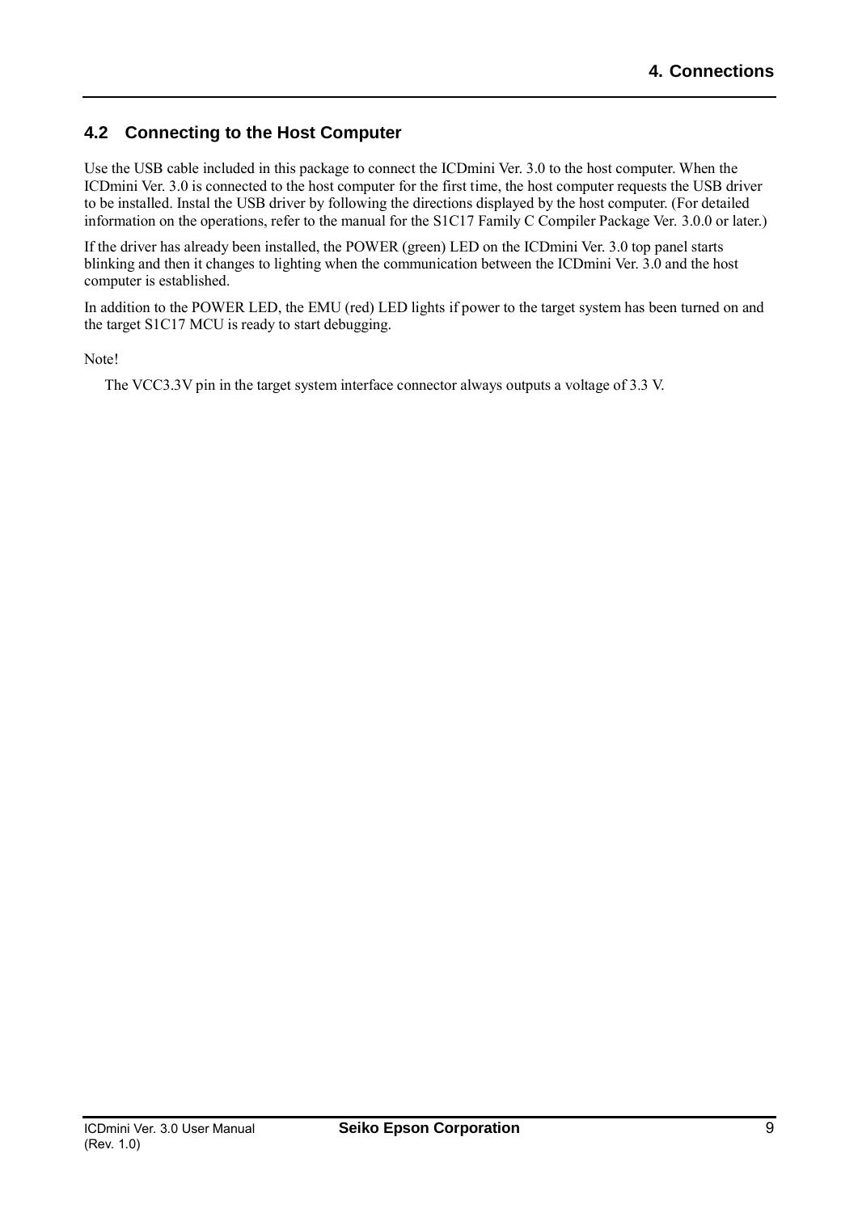## 4.2 Connecting to the Host Computer

Use the USB cable included in this package to connect the ICDmini Ver. 3.0 to the host computer. When the ICDmini Ver. 3.0 is connected to the host computer for the first time, the host computer requests the USB driver to be installed. Instal the USB driver by following the directions displayed by the host computer. (For detailed information on the operations, refer to the manual for the S1C17 Family C Compiler Package Ver. 3.0.0 or later.)

If the driver has already been installed, the POWER (green) LED on the ICDmini Ver. 3.0 top panel starts blinking and then it changes to lighting when the communication between the ICDmini Ver. 3.0 and the host computer is established.

In addition to the POWER LED, the EMU (red) LED lights if power to the target system has been turned on and the target S1C17 MCU is ready to start debugging.

Note!

The VCC3.3V pin in the target system interface connector always outputs a voltage of 3.3 V.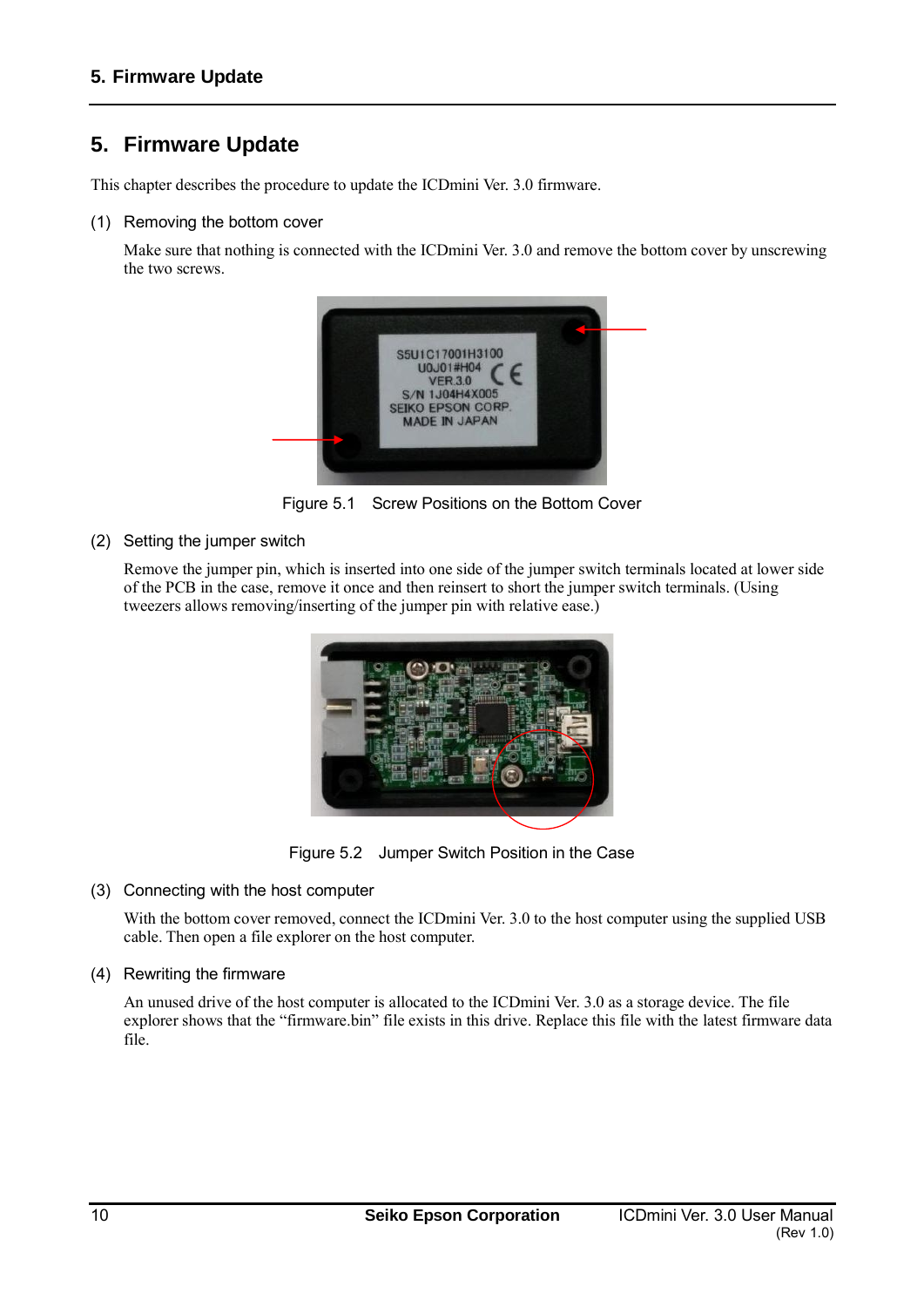# 5. Firmware Update

This chapter describes the procedure to update the ICDmini Ver. 3.0 firmware.

(1) Removing the bottom cover

Make sure that nothing is connected with the ICDmini Ver. 3.0 and remove the bottom cover by unscrewing the two screws.

Figure 5.1 Screw Positions on the Bottom Cover

(2) Setting the jumper switch

Remove the jumper pin, which is inserted into one side of the jumper switch terminals located at lower side of the PCB in the case, remove it once and then reinsert to short the jumper switch terminals. (Using tweezers allows removing/inserting of the jumper pin with relative ease.)

Figure 5.2 Jumper Switch Position in the Case

(3) Connecting with the host computer

With the bottom cover removed, connect the ICDmini Ver. 3.0 to the host computer using the supplied USB cable. Then open a file explorer on the host computer.

(4) Rewriting the firmware

An unused drive of the host computer is allocated to the ICDmini Ver. 3.0 as a storage device. The file explorer shows that the "firmware.bin" file exists in this drive. Replace this file with the latest firmware data file.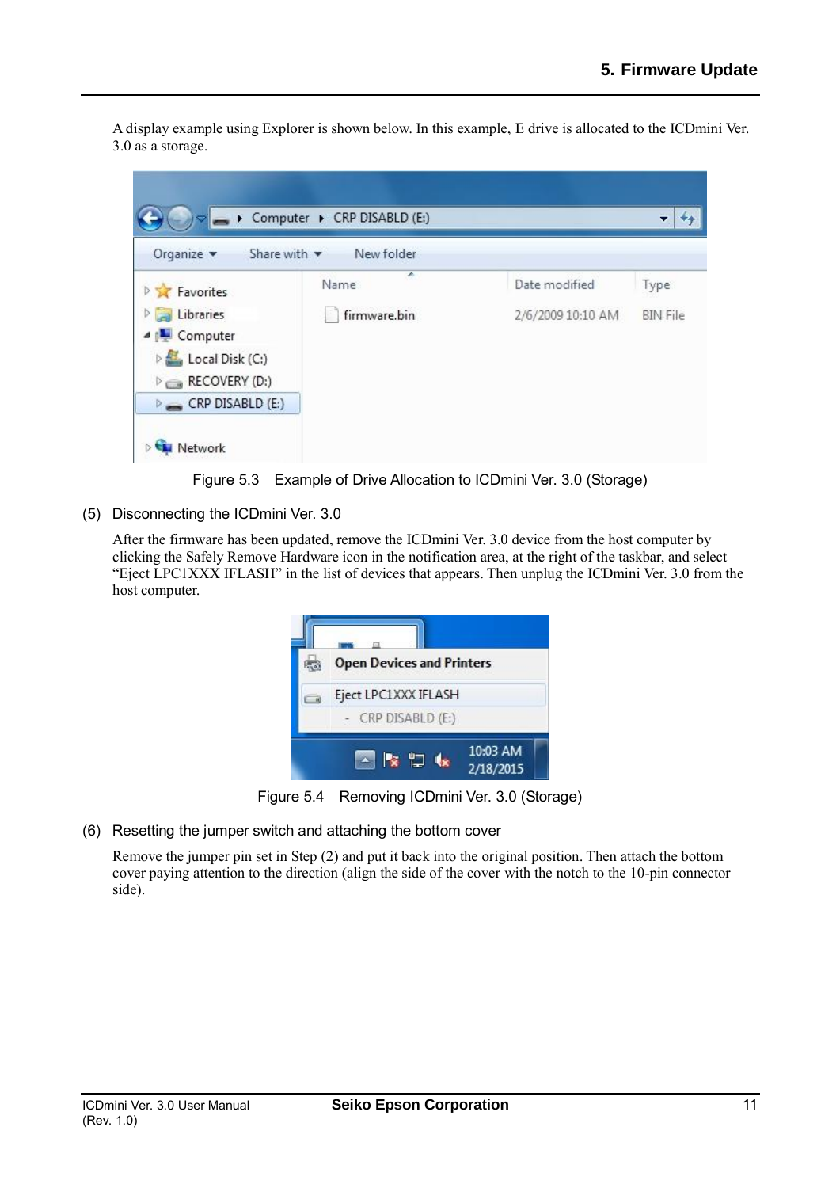A display example using Explorer is shown below. In this example, E drive is allocated to the ICDmini Ver. 3.0 as a storage.

Figure 5.3 Example of Drive Allocation to ICDmini Ver. 3.0 (Storage)

(5) Disconnecting the ICDmini Ver. 3.0

After the firmware has been updated, remove the ICDmini Ver. 3.0 device from the host computer by clicking the Safely Remove Hardware icon in the notification area, at the right of the taskbar, and select “Eject LPC1XXX IFLASH” in the list of devices that appears. Then unplug the ICDmini Ver. 3.0 from the host computer.

Figure 5.4 Removing ICDmini Ver. 3.0 (Storage)

(6) Resetting the jumper switch and attaching the bottom cover

Remove the jumper pin set in Step (2) and put it back into the original position. Then attach the bottom cover paying attention to the direction (align the side of the cover with the notch to the 10-pin connector side).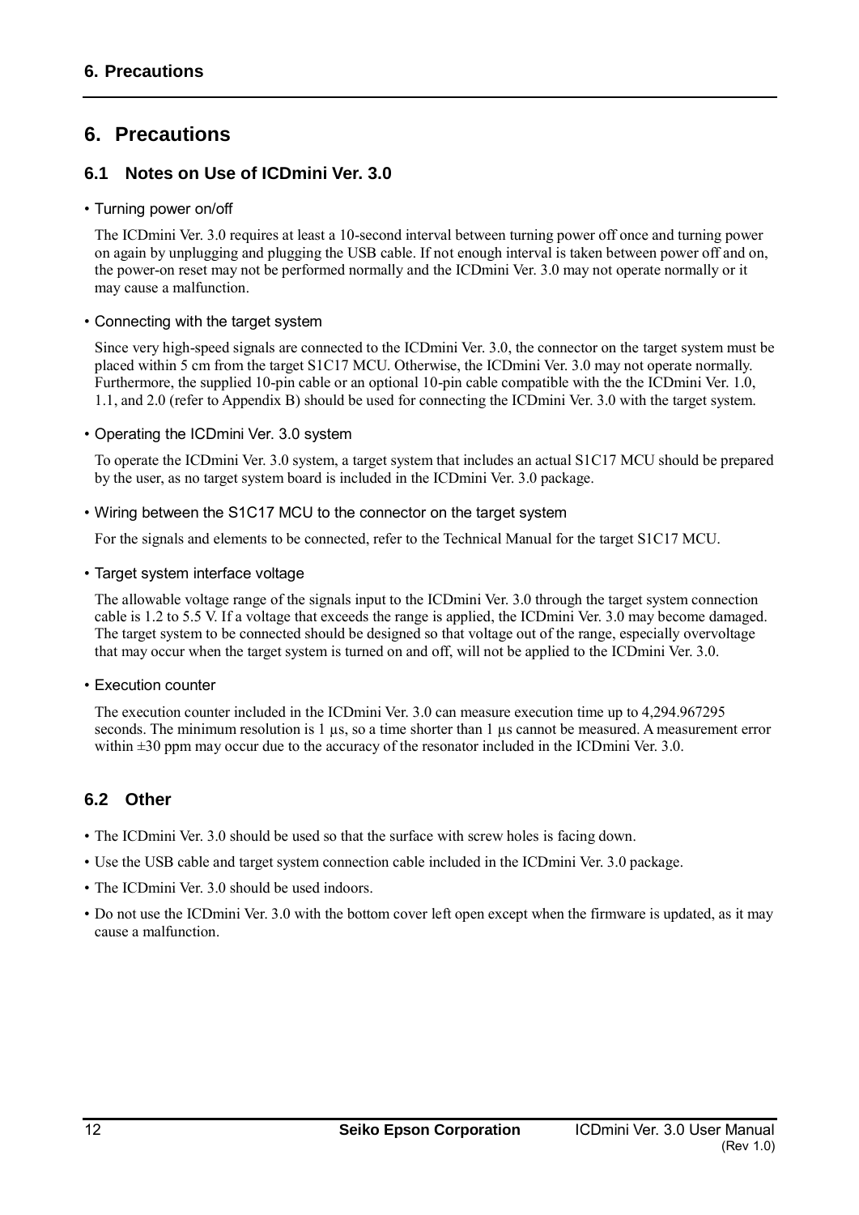# 6. Precautions

## 6.1 Notes on Use of ICDmini Ver. 3.0

- Turning power on/off

  The ICDmini Ver. 3.0 requires at least a 10-second interval between turning power off once and turning power on again by unplugging and plugging the USB cable. If not enough interval is taken between power off and on, the power-on reset may not be performed normally and the ICDmini Ver. 3.0 may not operate normally or it may cause a malfunction.

- Connecting with the target system

  Since very high-speed signals are connected to the ICDmini Ver. 3.0, the connector on the target system must be placed within 5 cm from the target S1C17 MCU. Otherwise, the ICDmini Ver. 3.0 may not operate normally. Furthermore, the supplied 10-pin cable or an optional 10-pin cable compatible with the the ICDmini Ver. 1.0, 1.1, and 2.0 (refer to Appendix B) should be used for connecting the ICDmini Ver. 3.0 with the target system.

- Operating the ICDmini Ver. 3.0 system

  To operate the ICDmini Ver. 3.0 system, a target system that includes an actual S1C17 MCU should be prepared by the user, as no target system board is included in the ICDmini Ver. 3.0 package.

- Wiring between the S1C17 MCU to the connector on the target system

  For the signals and elements to be connected, refer to the Technical Manual for the target S1C17 MCU.

- Target system interface voltage

  The allowable voltage range of the signals input to the ICDmini Ver. 3.0 through the target system connection cable is 1.2 to 5.5 V. If a voltage that exceeds the range is applied, the ICDmini Ver. 3.0 may become damaged. The target system to be connected should be designed so that voltage out of the range, especially overvoltage that may occur when the target system is turned on and off, will not be applied to the ICDmini Ver. 3.0.

- Execution counter

  The execution counter included in the ICDmini Ver. 3.0 can measure execution time up to 4,294.967295 seconds. The minimum resolution is 1 µs, so a time shorter than 1 µs cannot be measured. A measurement error within ±30 ppm may occur due to the accuracy of the resonator included in the ICDmini Ver. 3.0.

## 6.2 Other

- The ICDmini Ver. 3.0 should be used so that the surface with screw holes is facing down.
- Use the USB cable and target system connection cable included in the ICDmini Ver. 3.0 package.
- The ICDmini Ver. 3.0 should be used indoors.
- Do not use the ICDmini Ver. 3.0 with the bottom cover left open except when the firmware is updated, as it may cause a malfunction.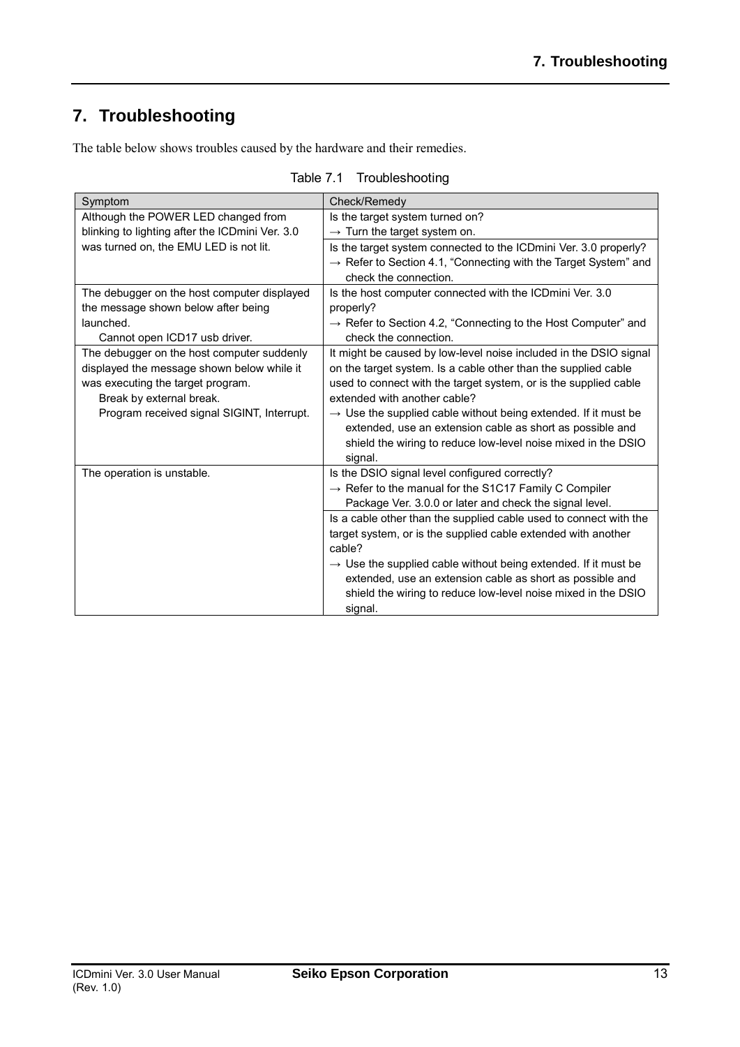# 7. Troubleshooting

The table below shows troubles caused by the hardware and their remedies.

Table 7.1 Troubleshooting

| Symptom | Check/Remedy |
|---|---|
| Although the POWER LED changed from blinking to lighting after the ICDmini Ver. 3.0 was turned on, the EMU LED is not lit. | Is the target system turned on?<br>→ Turn the target system on. |
| | Is the target system connected to the ICDmini Ver. 3.0 properly?<br>→ Refer to Section 4.1, “Connecting with the Target System” and check the connection. |
| The debugger on the host computer displayed the message shown below after being launched.<br>Cannot open ICD17 usb driver. | Is the host computer connected with the ICDmini Ver. 3.0 properly?<br>→ Refer to Section 4.2, “Connecting to the Host Computer” and check the connection. |
| The debugger on the host computer suddenly displayed the message shown below while it was executing the target program.<br>Break by external break.<br>Program received signal SIGINT, Interrupt. | It might be caused by low-level noise included in the DSIO signal on the target system. Is a cable other than the supplied cable used to connect with the target system, or is the supplied cable extended with another cable?<br>→ Use the supplied cable without being extended. If it must be extended, use an extension cable as short as possible and shield the wiring to reduce low-level noise mixed in the DSIO signal. |
| The operation is unstable. | Is the DSIO signal level configured correctly?<br>→ Refer to the manual for the S1C17 Family C Compiler Package Ver. 3.0.0 or later and check the signal level. |
| | Is a cable other than the supplied cable used to connect with the target system, or is the supplied cable extended with another cable?<br>→ Use the supplied cable without being extended. If it must be extended, use an extension cable as short as possible and shield the wiring to reduce low-level noise mixed in the DSIO signal. |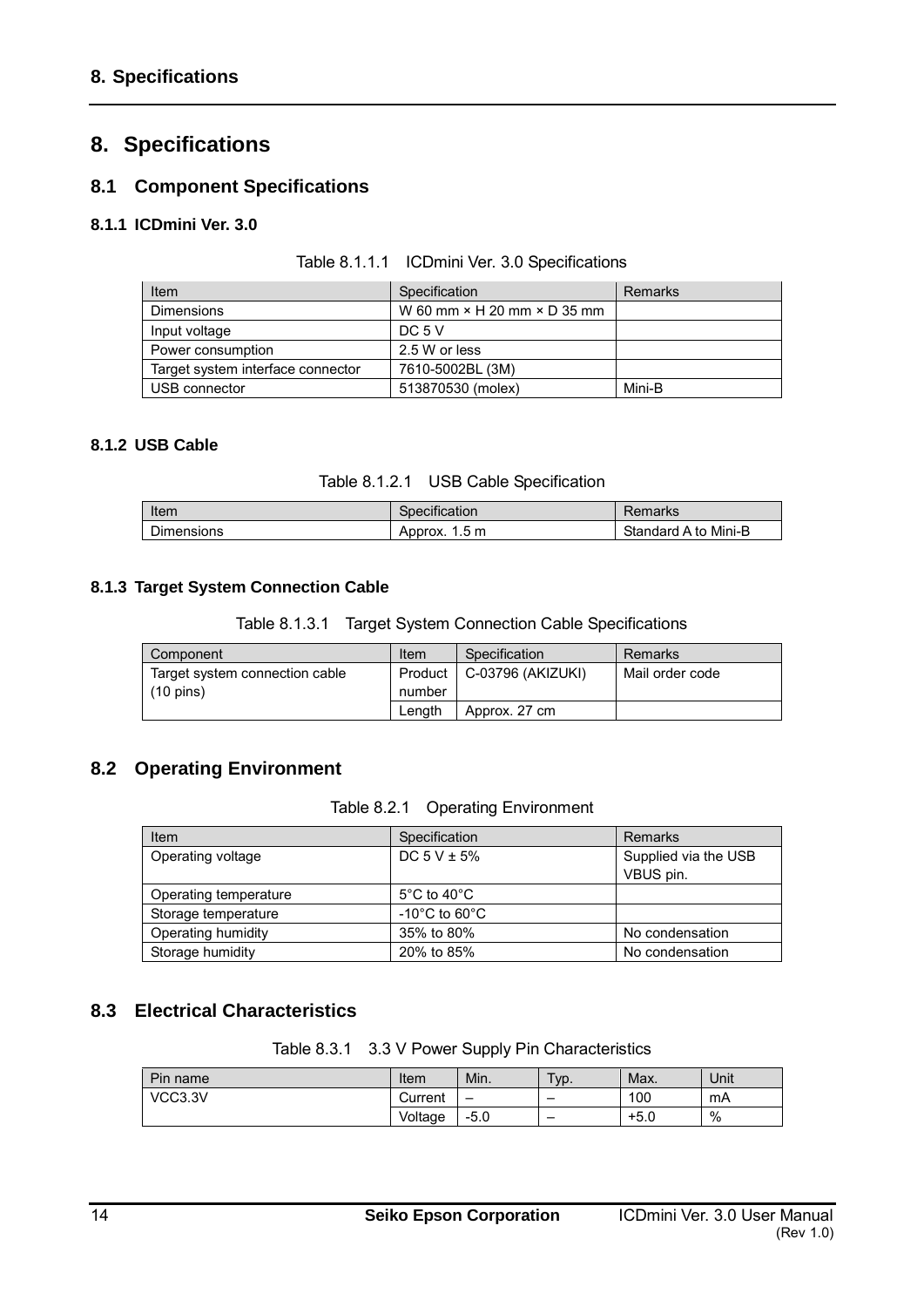# 8. Specifications

## 8.1 Component Specifications

### 8.1.1 ICDmini Ver. 3.0

Table 8.1.1.1 ICDmini Ver. 3.0 Specifications

| Item | Specification | Remarks |
|---|---|---|
| Dimensions | W 60 mm × H 20 mm × D 35 mm | |
| Input voltage | DC 5 V | |
| Power consumption | 2.5 W or less | |
| Target system interface connector | 7610-5002BL (3M) | |
| USB connector | 513870530 (molex) | Mini-B |

### 8.1.2 USB Cable

Table 8.1.2.1 USB Cable Specification

| Item | Specification | Remarks |
|---|---|---|
| Dimensions | Approx. 1.5 m | Standard A to Mini-B |

### 8.1.3 Target System Connection Cable

Table 8.1.3.1 Target System Connection Cable Specifications

| Component | Item | Specification | Remarks |
|---|---|---|---|
| Target system connection cable (10 pins) | Product number | C-03796 (AKIZUKI) | Mail order code |
| | Length | Approx. 27 cm | |

## 8.2 Operating Environment

Table 8.2.1 Operating Environment

| Item | Specification | Remarks |
|---|---|---|
| Operating voltage | DC 5 V ± 5% | Supplied via the USB VBUS pin. |
| Operating temperature | 5°C to 40°C | |
| Storage temperature | -10°C to 60°C | |
| Operating humidity | 35% to 80% | No condensation |
| Storage humidity | 20% to 85% | No condensation |

## 8.3 Electrical Characteristics

Table 8.3.1 3.3 V Power Supply Pin Characteristics

| Pin name | Item | Min. | Typ. | Max. | Unit |
|---|---|---|---|---|---|
| VCC3.3V | Current | – | – | 100 | mA |
| | Voltage | -5.0 | – | +5.0 | % |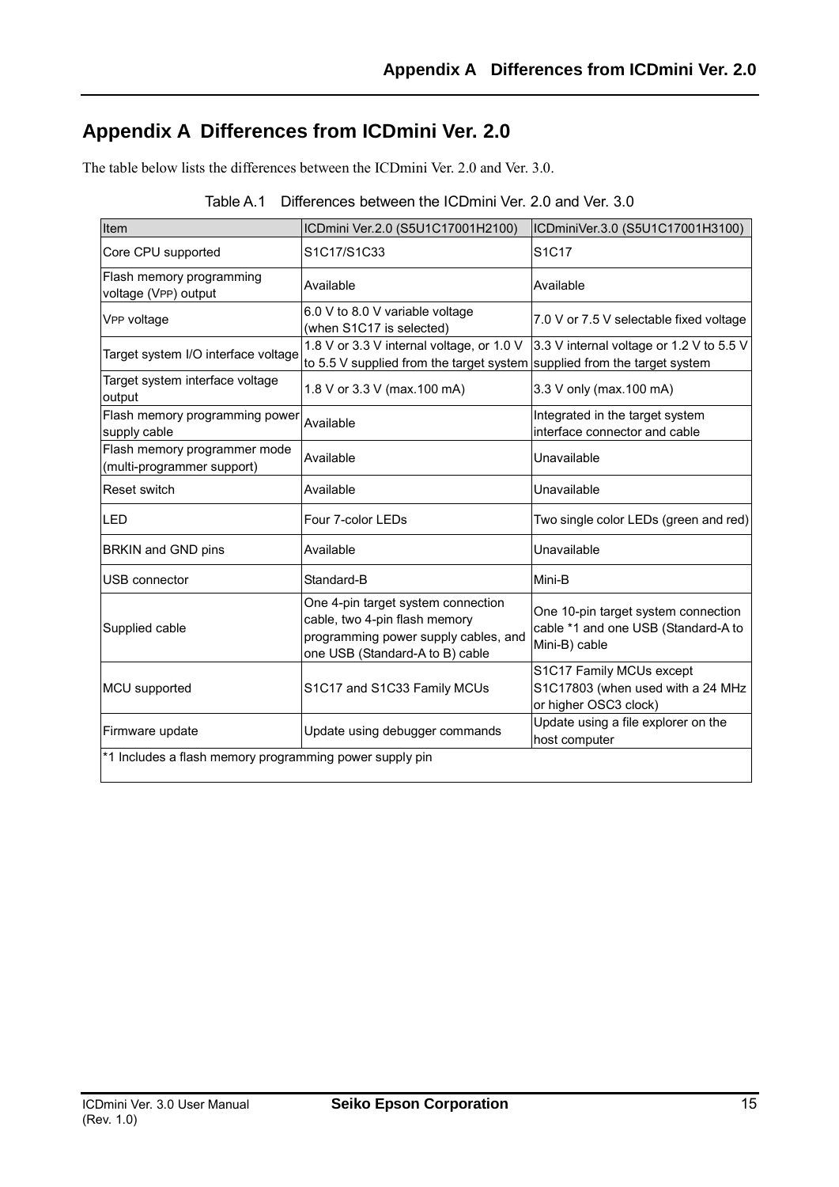# Appendix A Differences from ICDmini Ver. 2.0

The table below lists the differences between the ICDmini Ver. 2.0 and Ver. 3.0.

Table A.1 Differences between the ICDmini Ver. 2.0 and Ver. 3.0

| Item | ICDmini Ver.2.0 (S5U1C17001H2100) | ICDminiVer.3.0 (S5U1C17001H3100) |
|---|---|---|
| Core CPU supported | S1C17/S1C33 | S1C17 |
| Flash memory programming voltage (VPP) output | Available | Available |
| VPP voltage | 6.0 V to 8.0 V variable voltage (when S1C17 is selected) | 7.0 V or 7.5 V selectable fixed voltage |
| Target system I/O interface voltage | 1.8 V or 3.3 V internal voltage, or 1.0 V to 5.5 V supplied from the target system | 3.3 V internal voltage or 1.2 V to 5.5 V supplied from the target system |
| Target system interface voltage output | 1.8 V or 3.3 V (max.100 mA) | 3.3 V only (max.100 mA) |
| Flash memory programming power supply cable | Available | Integrated in the target system interface connector and cable |
| Flash memory programmer mode (multi-programmer support) | Available | Unavailable |
| Reset switch | Available | Unavailable |
| LED | Four 7-color LEDs | Two single color LEDs (green and red) |
| BRKIN and GND pins | Available | Unavailable |
| USB connector | Standard-B | Mini-B |
| Supplied cable | One 4-pin target system connection cable, two 4-pin flash memory programming power supply cables, and one USB (Standard-A to B) cable | One 10-pin target system connection cable *1 and one USB (Standard-A to Mini-B) cable |
| MCU supported | S1C17 and S1C33 Family MCUs | S1C17 Family MCUs except S1C17803 (when used with a 24 MHz or higher OSC3 clock) |
| Firmware update | Update using debugger commands | Update using a file explorer on the host computer |

*1 Includes a flash memory programming power supply pin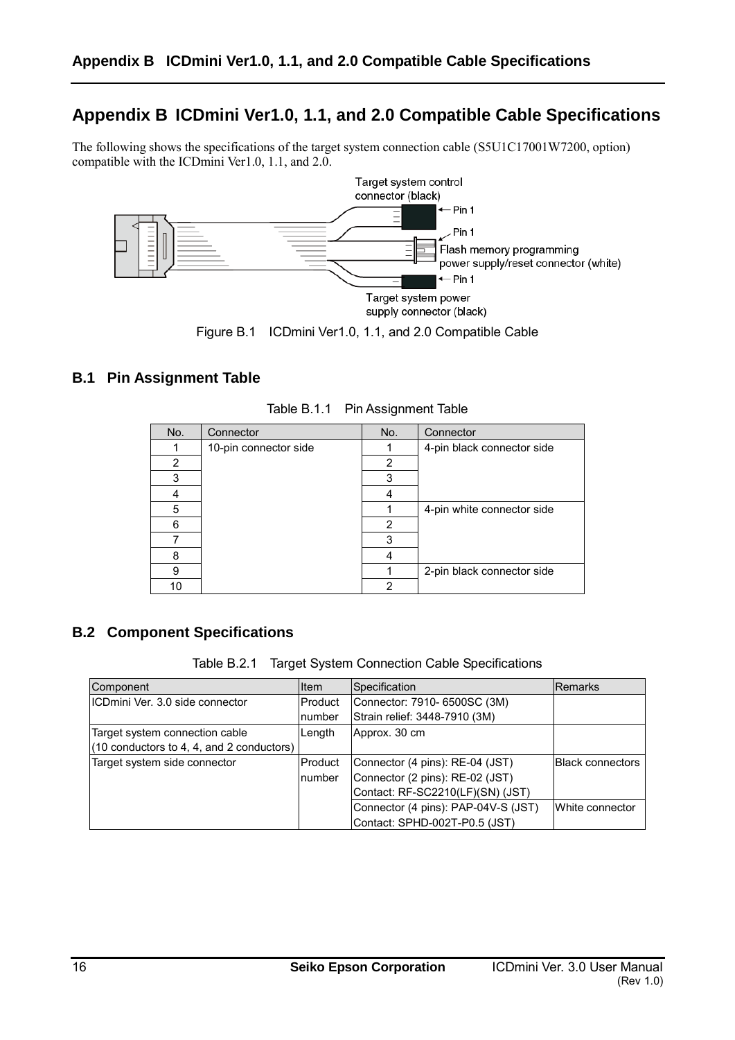# Appendix B ICDmini Ver1.0, 1.1, and 2.0 Compatible Cable Specifications

The following shows the specifications of the target system connection cable (S5U1C17001W7200, option) compatible with the ICDmini Ver1.0, 1.1, and 2.0.

Target system control connector (black)

Pin 1

Pin 1

Flash memory programming power supply/reset connector (white)

Pin 1

Target system power supply connector (black)

Figure B.1 ICDmini Ver1.0, 1.1, and 2.0 Compatible Cable

## B.1 Pin Assignment Table

Table B.1.1 Pin Assignment Table

| No. | Connector | No. | Connector |
|---|---|---|---|
| 1 | 10-pin connector side | 1 | 4-pin black connector side |
| 2 | | 2 | |
| 3 | | 3 | |
| 4 | | 4 | |
| 5 | | 1 | 4-pin white connector side |
| 6 | | 2 | |
| 7 | | 3 | |
| 8 | | 4 | |
| 9 | | 1 | 2-pin black connector side |
| 10 | | 2 | |

## B.2 Component Specifications

Table B.2.1 Target System Connection Cable Specifications

| Component | Item | Specification | Remarks |
|---|---|---|---|
| ICDmini Ver. 3.0 side connector | Product number | Connector: 7910- 6500SC (3M)<br>Strain relief: 3448-7910 (3M) | |
| Target system connection cable<br>(10 conductors to 4, 4, and 2 conductors) | Length | Approx. 30 cm | |
| Target system side connector | Product number | Connector (4 pins): RE-04 (JST)<br>Connector (2 pins): RE-02 (JST)<br>Contact: RF-SC2210(LF)(SN) (JST) | Black connectors |
| | | Connector (4 pins): PAP-04V-S (JST)<br>Contact: SPHD-002T-P0.5 (JST) | White connector |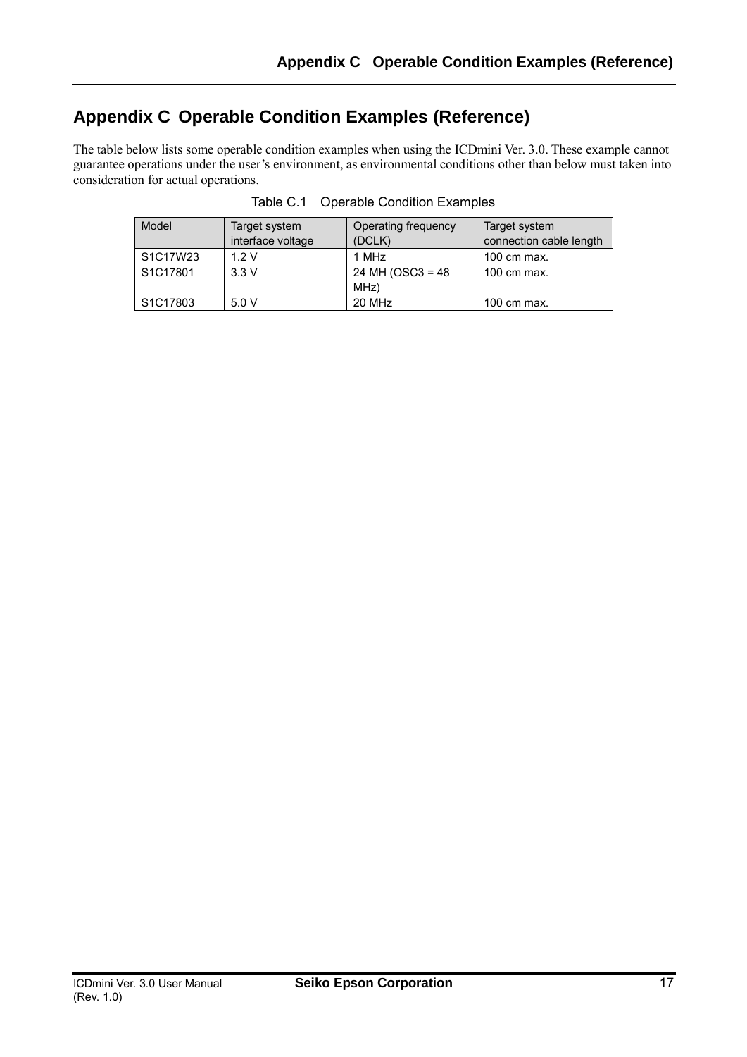## Appendix C Operable Condition Examples (Reference)

The table below lists some operable condition examples when using the ICDmini Ver. 3.0. These example cannot guarantee operations under the user's environment, as environmental conditions other than below must taken into consideration for actual operations.

Table C.1 Operable Condition Examples

| Model | Target system interface voltage | Operating frequency (DCLK) | Target system connection cable length |
|---|---|---|---|
| S1C17W23 | 1.2 V | 1 MHz | 100 cm max. |
| S1C17801 | 3.3 V | 24 MH (OSC3 = 48 MHz) | 100 cm max. |
| S1C17803 | 5.0 V | 20 MHz | 100 cm max. |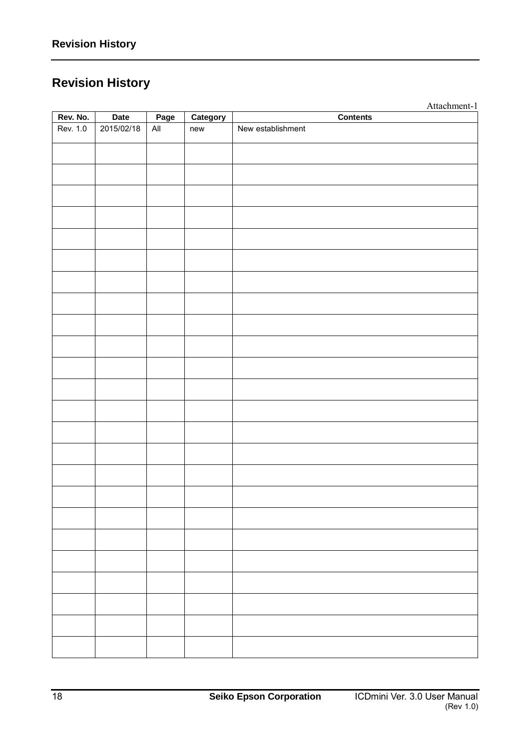# Revision History

Attachment-1

| Rev. No. | Date | Page | Category | Contents |
|---|---|---|---|---|
| Rev. 1.0 | 2015/02/18 | All | new | New establishment |
| | | | | |
| | | | | |
| | | | | |
| | | | | |
| | | | | |
| | | | | |
| | | | | |
| | | | | |
| | | | | |
| | | | | |
| | | | | |
| | | | | |
| | | | | |
| | | | | |
| | | | | |
| | | | | |
| | | | | |
| | | | | |
| | | | | |
| | | | | |
| | | | | |
| | | | | |
| | | | | |
| | | | | |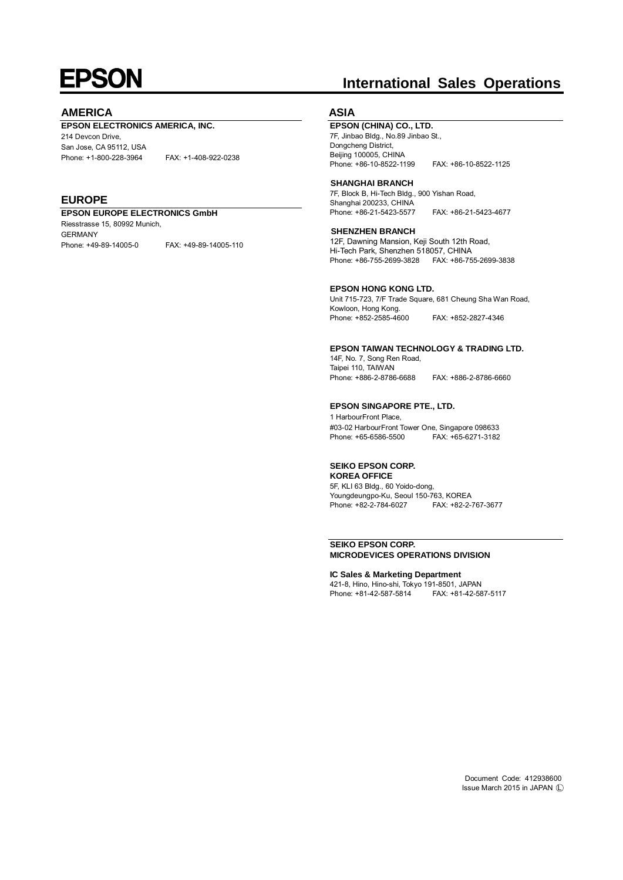**EPSON**

# International Sales Operations

## AMERICA

**EPSON ELECTRONICS AMERICA, INC.**
214 Devcon Drive,
San Jose, CA 95112, USA
Phone: +1-800-228-3964 FAX: +1-408-922-0238

## EUROPE

**EPSON EUROPE ELECTRONICS GmbH**
Riesstrasse 15, 80992 Munich,
GERMANY
Phone: +49-89-14005-0 FAX: +49-89-14005-110

## ASIA

**EPSON (CHINA) CO., LTD.**
7F, Jinbao Bldg., No.89 Jinbao St.,
Dongcheng District,
Beijing 100005, CHINA
Phone: +86-10-8522-1199 FAX: +86-10-8522-1125

**SHANGHAI BRANCH**
7F, Block B, Hi-Tech Bldg., 900 Yishan Road,
Shanghai 200233, CHINA
Phone: +86-21-5423-5577 FAX: +86-21-5423-4677

**SHENZHEN BRANCH**
12F, Dawning Mansion, Keji South 12th Road,
Hi-Tech Park, Shenzhen 518057, CHINA
Phone: +86-755-2699-3828 FAX: +86-755-2699-3838

**EPSON HONG KONG LTD.**
Unit 715-723, 7/F Trade Square, 681 Cheung Sha Wan Road,
Kowloon, Hong Kong.
Phone: +852-2585-4600 FAX: +852-2827-4346

**EPSON TAIWAN TECHNOLOGY & TRADING LTD.**
14F, No. 7, Song Ren Road,
Taipei 110, TAIWAN
Phone: +886-2-8786-6688 FAX: +886-2-8786-6660

**EPSON SINGAPORE PTE., LTD.**
1 HarbourFront Place,
#03-02 HarbourFront Tower One, Singapore 098633
Phone: +65-6586-5500 FAX: +65-6271-3182

**SEIKO EPSON CORP.**
**KOREA OFFICE**
5F, KLI 63 Bldg., 60 Yoido-dong,
Youngdeungpo-Ku, Seoul 150-763, KOREA
Phone: +82-2-784-6027 FAX: +82-2-767-3677

**SEIKO EPSON CORP.**
**MICRODEVICES OPERATIONS DIVISION**

**IC Sales & Marketing Department**
421-8, Hino, Hino-shi, Tokyo 191-8501, JAPAN
Phone: +81-42-587-5814 FAX: +81-42-587-5117

Document Code: 412938600
Issue March 2015 in JAPAN Ⓛ